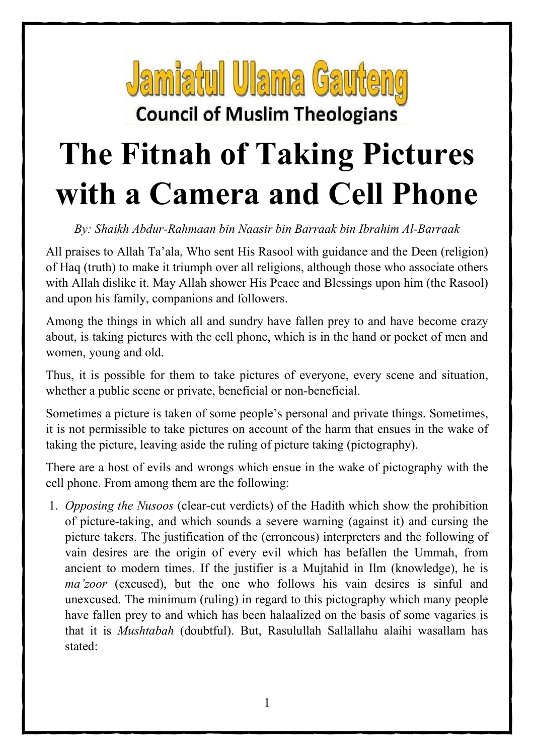**Jamiatul Ulama Gauteng**

**Council of Muslim Theologians**

# The Fitnah of Taking Pictures with a Camera and Cell Phone

*By: Shaikh Abdur-Rahmaan bin Naasir bin Barraak bin Ibrahim Al-Barraak*

All praises to Allah Ta'ala, Who sent His Rasool with guidance and the Deen (religion) of Haq (truth) to make it triumph over all religions, although those who associate others with Allah dislike it. May Allah shower His Peace and Blessings upon him (the Rasool) and upon his family, companions and followers.

Among the things in which all and sundry have fallen prey to and have become crazy about, is taking pictures with the cell phone, which is in the hand or pocket of men and women, young and old.

Thus, it is possible for them to take pictures of everyone, every scene and situation, whether a public scene or private, beneficial or non-beneficial.

Sometimes a picture is taken of some people's personal and private things. Sometimes, it is not permissible to take pictures on account of the harm that ensues in the wake of taking the picture, leaving aside the ruling of picture taking (pictography).

There are a host of evils and wrongs which ensue in the wake of pictography with the cell phone. From among them are the following:

1. *Opposing the Nusoos* (clear-cut verdicts) of the Hadith which show the prohibition of picture-taking, and which sounds a severe warning (against it) and cursing the picture takers. The justification of the (erroneous) interpreters and the following of vain desires are the origin of every evil which has befallen the Ummah, from ancient to modern times. If the justifier is a Mujtahid in Ilm (knowledge), he is *ma'zoor* (excused), but the one who follows his vain desires is sinful and unexcused. The minimum (ruling) in regard to this pictography which many people have fallen prey to and which has been halaalized on the basis of some vagaries is that it is *Mushtabah* (doubtful). But, Rasulullah Sallallahu alaihi wasallam has stated: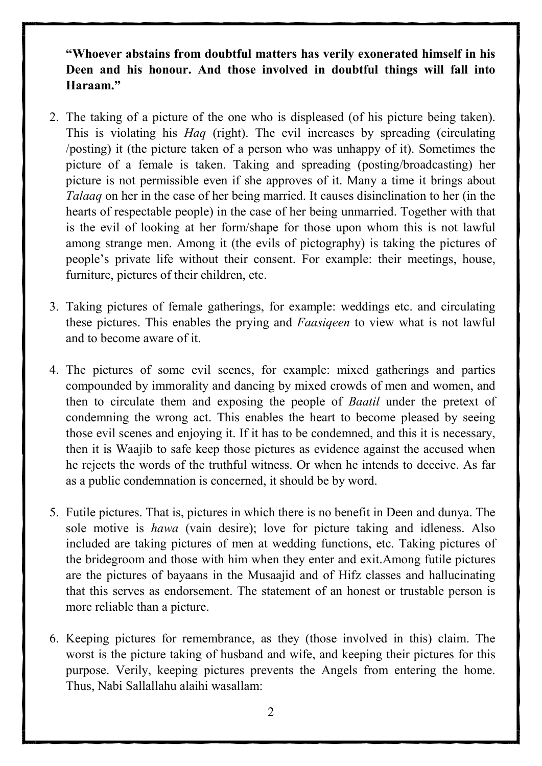**"Whoever abstains from doubtful matters has verily exonerated himself in his Deen and his honour. And those involved in doubtful things will fall into Haraam."**

2. The taking of a picture of the one who is displeased (of his picture being taken). This is violating his *Haq* (right). The evil increases by spreading (circulating /posting) it (the picture taken of a person who was unhappy of it). Sometimes the picture of a female is taken. Taking and spreading (posting/broadcasting) her picture is not permissible even if she approves of it. Many a time it brings about *Talaaq* on her in the case of her being married. It causes disinclination to her (in the hearts of respectable people) in the case of her being unmarried. Together with that is the evil of looking at her form/shape for those upon whom this is not lawful among strange men. Among it (the evils of pictography) is taking the pictures of people's private life without their consent. For example: their meetings, house, furniture, pictures of their children, etc.

3. Taking pictures of female gatherings, for example: weddings etc. and circulating these pictures. This enables the prying and *Faasiqeen* to view what is not lawful and to become aware of it.

4. The pictures of some evil scenes, for example: mixed gatherings and parties compounded by immorality and dancing by mixed crowds of men and women, and then to circulate them and exposing the people of *Baatil* under the pretext of condemning the wrong act. This enables the heart to become pleased by seeing those evil scenes and enjoying it. If it has to be condemned, and this it is necessary, then it is Waajib to safe keep those pictures as evidence against the accused when he rejects the words of the truthful witness. Or when he intends to deceive. As far as a public condemnation is concerned, it should be by word.

5. Futile pictures. That is, pictures in which there is no benefit in Deen and dunya. The sole motive is *hawa* (vain desire); love for picture taking and idleness. Also included are taking pictures of men at wedding functions, etc. Taking pictures of the bridegroom and those with him when they enter and exit.Among futile pictures are the pictures of bayaans in the Musaajid and of Hifz classes and hallucinating that this serves as endorsement. The statement of an honest or trustable person is more reliable than a picture.

6. Keeping pictures for remembrance, as they (those involved in this) claim. The worst is the picture taking of husband and wife, and keeping their pictures for this purpose. Verily, keeping pictures prevents the Angels from entering the home. Thus, Nabi Sallallahu alaihi wasallam: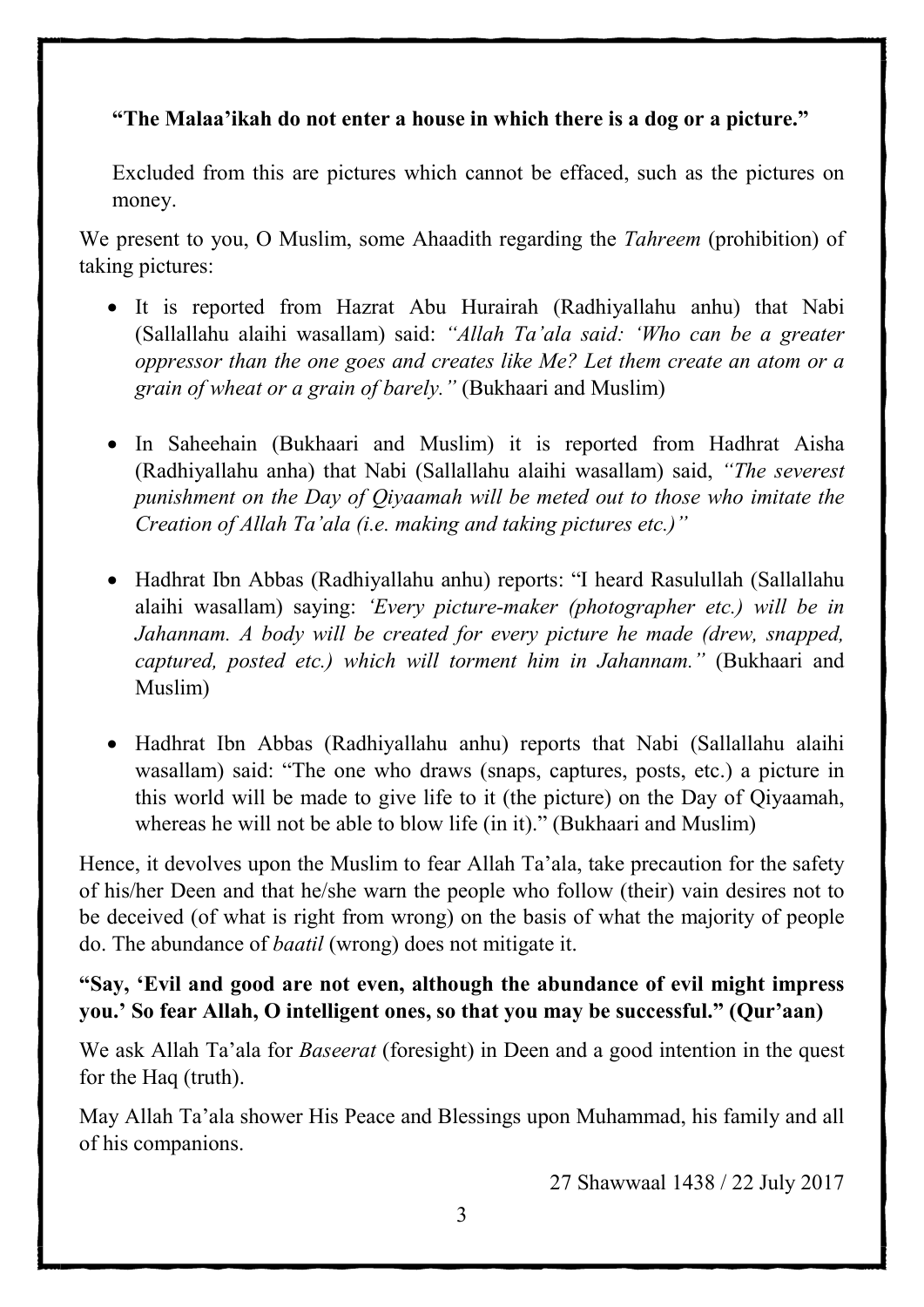**“The Malaa’ikah do not enter a house in which there is a dog or a picture.”**

Excluded from this are pictures which cannot be effaced, such as the pictures on money.

We present to you, O Muslim, some Ahaadith regarding the *Tahreem* (prohibition) of taking pictures:

- It is reported from Hazrat Abu Hurairah (Radhiyallahu anhu) that Nabi (Sallallahu alaihi wasallam) said: *“Allah Ta’ala said: ‘Who can be a greater oppressor than the one goes and creates like Me? Let them create an atom or a grain of wheat or a grain of barely.”* (Bukhaari and Muslim)

- In Saheehain (Bukhaari and Muslim) it is reported from Hadhrat Aisha (Radhiyallahu anha) that Nabi (Sallallahu alaihi wasallam) said, *“The severest punishment on the Day of Qiyaamah will be meted out to those who imitate the Creation of Allah Ta’ala (i.e. making and taking pictures etc.)”*

- Hadhrat Ibn Abbas (Radhiyallahu anhu) reports: “I heard Rasulullah (Sallallahu alaihi wasallam) saying: *‘Every picture-maker (photographer etc.) will be in Jahannam. A body will be created for every picture he made (drew, snapped, captured, posted etc.) which will torment him in Jahannam.”* (Bukhaari and Muslim)

- Hadhrat Ibn Abbas (Radhiyallahu anhu) reports that Nabi (Sallallahu alaihi wasallam) said: “The one who draws (snaps, captures, posts, etc.) a picture in this world will be made to give life to it (the picture) on the Day of Qiyaamah, whereas he will not be able to blow life (in it).” (Bukhaari and Muslim)

Hence, it devolves upon the Muslim to fear Allah Ta’ala, take precaution for the safety of his/her Deen and that he/she warn the people who follow (their) vain desires not to be deceived (of what is right from wrong) on the basis of what the majority of people do. The abundance of *baatil* (wrong) does not mitigate it.

**“Say, ‘Evil and good are not even, although the abundance of evil might impress you.’ So fear Allah, O intelligent ones, so that you may be successful.” (Qur’aan)**

We ask Allah Ta’ala for *Baseerat* (foresight) in Deen and a good intention in the quest for the Haq (truth).

May Allah Ta’ala shower His Peace and Blessings upon Muhammad, his family and all of his companions.

27 Shawwaal 1438 / 22 July 2017